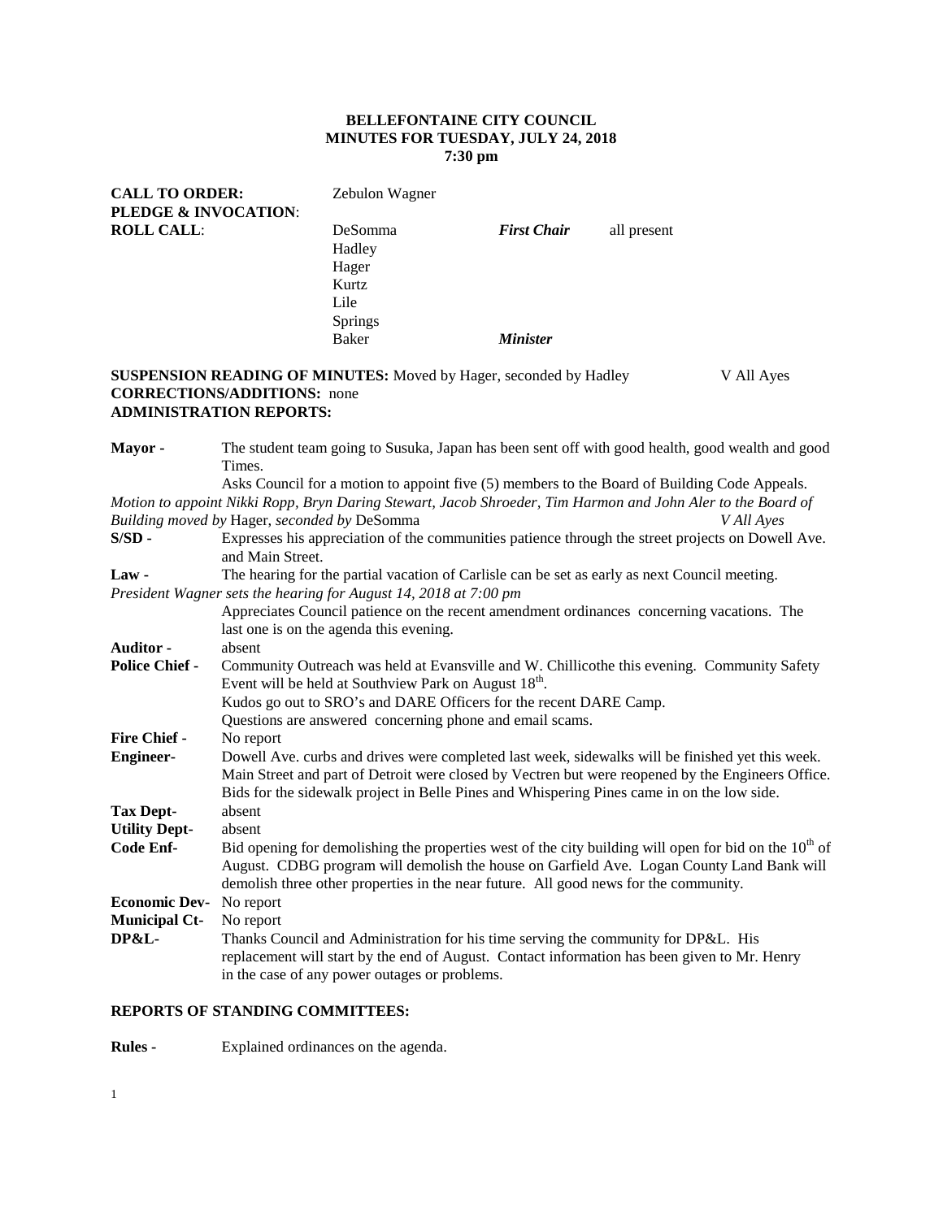**BELLEFONTAINE CITY COUNCIL**
**MINUTES FOR TUESDAY, JULY 24, 2018**
**7:30 pm**

**CALL TO ORDER:** Zebulon Wagner
**PLEDGE & INVOCATION**:
**ROLL CALL**:

| | | |
|---|---|---|
| DeSomma | ***First Chair*** | all present |
| Hadley | | |
| Hager | | |
| Kurtz | | |
| Lile | | |
| Springs | | |
| Baker | ***Minister*** | |

**SUSPENSION READING OF MINUTES:** Moved by Hager, seconded by Hadley V All Ayes
**CORRECTIONS/ADDITIONS:** none
**ADMINISTRATION REPORTS:**

**Mayor -** The student team going to Susuka, Japan has been sent off with good health, good wealth and good Times.
Asks Council for a motion to appoint five (5) members to the Board of Building Code Appeals.
*Motion to appoint Nikki Ropp, Bryn Daring Stewart, Jacob Shroeder, Tim Harmon and John Aler to the Board of Building moved by* Hager, *seconded by* DeSomma *V All Ayes*

**S/SD -** Expresses his appreciation of the communities patience through the street projects on Dowell Ave. and Main Street.

**Law -** The hearing for the partial vacation of Carlisle can be set as early as next Council meeting.
*President Wagner sets the hearing for August 14, 2018 at 7:00 pm*
Appreciates Council patience on the recent amendment ordinances concerning vacations. The last one is on the agenda this evening.

**Auditor -** absent

**Police Chief -** Community Outreach was held at Evansville and W. Chillicothe this evening. Community Safety Event will be held at Southview Park on August 18th.
Kudos go out to SRO's and DARE Officers for the recent DARE Camp.
Questions are answered concerning phone and email scams.

**Fire Chief -** No report

**Engineer-** Dowell Ave. curbs and drives were completed last week, sidewalks will be finished yet this week. Main Street and part of Detroit were closed by Vectren but were reopened by the Engineers Office. Bids for the sidewalk project in Belle Pines and Whispering Pines came in on the low side.

**Tax Dept-** absent

**Utility Dept-** absent

**Code Enf-** Bid opening for demolishing the properties west of the city building will open for bid on the 10th of August. CDBG program will demolish the house on Garfield Ave. Logan County Land Bank will demolish three other properties in the near future. All good news for the community.

**Economic Dev-** No report

**Municipal Ct-** No report

**DP&L-** Thanks Council and Administration for his time serving the community for DP&L. His replacement will start by the end of August. Contact information has been given to Mr. Henry in the case of any power outages or problems.

**REPORTS OF STANDING COMMITTEES:**

**Rules -** Explained ordinances on the agenda.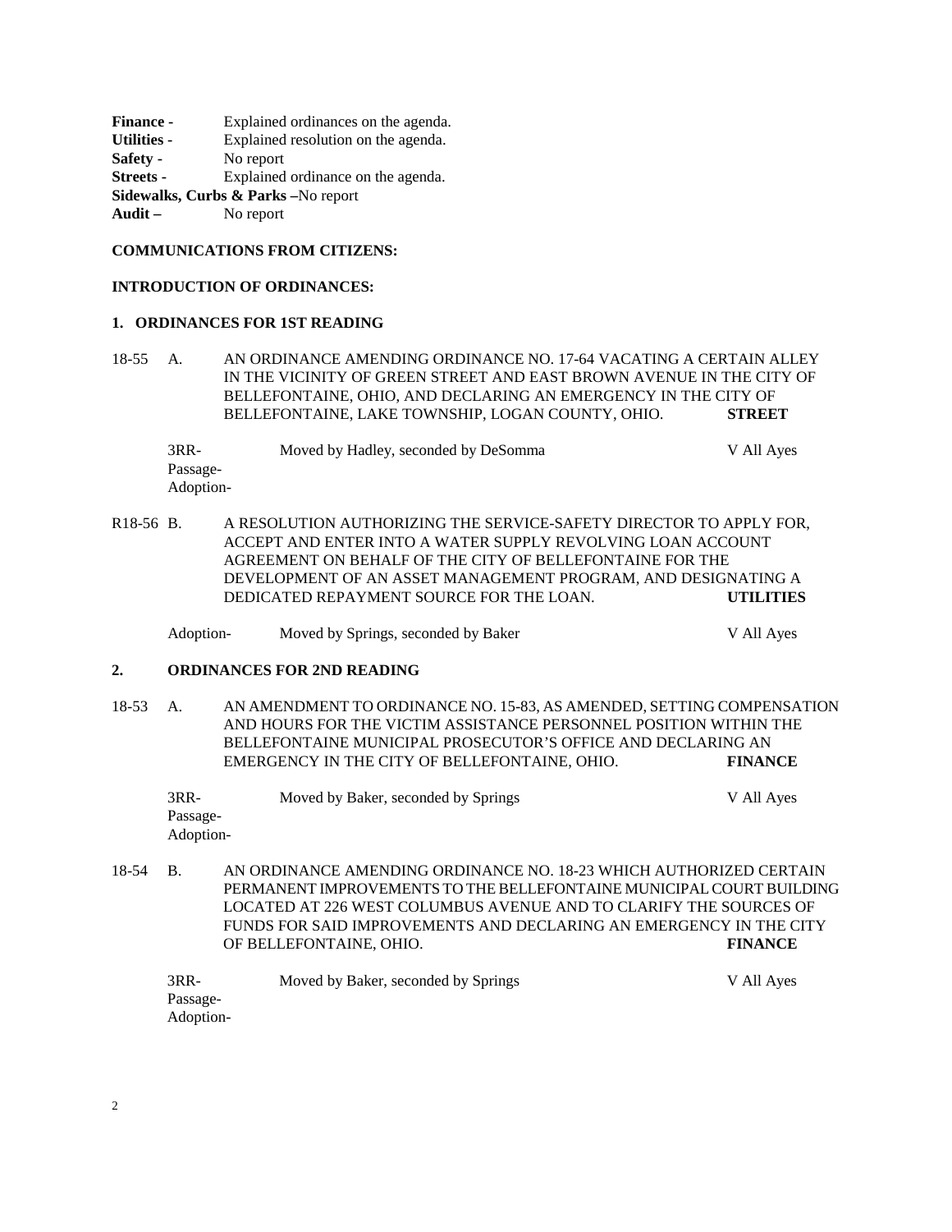**Finance -** Explained ordinances on the agenda.
**Utilities -** Explained resolution on the agenda.
**Safety -** No report
**Streets -** Explained ordinance on the agenda.
**Sidewalks, Curbs & Parks –**No report
**Audit –** No report

**COMMUNICATIONS FROM CITIZENS:**

**INTRODUCTION OF ORDINANCES:**

**1. ORDINANCES FOR 1ST READING**

18-55 A. AN ORDINANCE AMENDING ORDINANCE NO. 17-64 VACATING A CERTAIN ALLEY IN THE VICINITY OF GREEN STREET AND EAST BROWN AVENUE IN THE CITY OF BELLEFONTAINE, OHIO, AND DECLARING AN EMERGENCY IN THE CITY OF BELLEFONTAINE, LAKE TOWNSHIP, LOGAN COUNTY, OHIO. **STREET**

3RR-Passage-Adoption- Moved by Hadley, seconded by DeSomma V All Ayes

R18-56 B. A RESOLUTION AUTHORIZING THE SERVICE-SAFETY DIRECTOR TO APPLY FOR, ACCEPT AND ENTER INTO A WATER SUPPLY REVOLVING LOAN ACCOUNT AGREEMENT ON BEHALF OF THE CITY OF BELLEFONTAINE FOR THE DEVELOPMENT OF AN ASSET MANAGEMENT PROGRAM, AND DESIGNATING A DEDICATED REPAYMENT SOURCE FOR THE LOAN. **UTILITIES**

Adoption- Moved by Springs, seconded by Baker V All Ayes

**2. ORDINANCES FOR 2ND READING**

18-53 A. AN AMENDMENT TO ORDINANCE NO. 15-83, AS AMENDED, SETTING COMPENSATION AND HOURS FOR THE VICTIM ASSISTANCE PERSONNEL POSITION WITHIN THE BELLEFONTAINE MUNICIPAL PROSECUTOR'S OFFICE AND DECLARING AN EMERGENCY IN THE CITY OF BELLEFONTAINE, OHIO. **FINANCE**

3RR-Passage-Adoption- Moved by Baker, seconded by Springs V All Ayes

18-54 B. AN ORDINANCE AMENDING ORDINANCE NO. 18-23 WHICH AUTHORIZED CERTAIN PERMANENT IMPROVEMENTS TO THE BELLEFONTAINE MUNICIPAL COURT BUILDING LOCATED AT 226 WEST COLUMBUS AVENUE AND TO CLARIFY THE SOURCES OF FUNDS FOR SAID IMPROVEMENTS AND DECLARING AN EMERGENCY IN THE CITY OF BELLEFONTAINE, OHIO. **FINANCE**

3RR-Passage-Adoption- Moved by Baker, seconded by Springs V All Ayes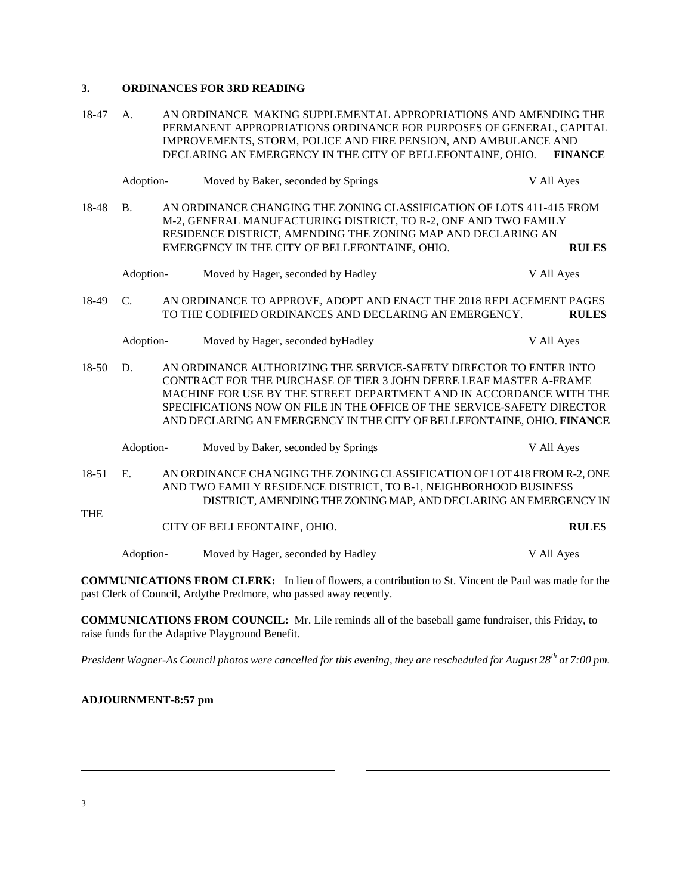### 3. ORDINANCES FOR 3RD READING

18-47 A. AN ORDINANCE MAKING SUPPLEMENTAL APPROPRIATIONS AND AMENDING THE PERMANENT APPROPRIATIONS ORDINANCE FOR PURPOSES OF GENERAL, CAPITAL IMPROVEMENTS, STORM, POLICE AND FIRE PENSION, AND AMBULANCE AND DECLARING AN EMERGENCY IN THE CITY OF BELLEFONTAINE, OHIO. **FINANCE**

Adoption- Moved by Baker, seconded by Springs V All Ayes

18-48 B. AN ORDINANCE CHANGING THE ZONING CLASSIFICATION OF LOTS 411-415 FROM M-2, GENERAL MANUFACTURING DISTRICT, TO R-2, ONE AND TWO FAMILY RESIDENCE DISTRICT, AMENDING THE ZONING MAP AND DECLARING AN EMERGENCY IN THE CITY OF BELLEFONTAINE, OHIO. **RULES**

Adoption- Moved by Hager, seconded by Hadley V All Ayes

18-49 C. AN ORDINANCE TO APPROVE, ADOPT AND ENACT THE 2018 REPLACEMENT PAGES TO THE CODIFIED ORDINANCES AND DECLARING AN EMERGENCY. **RULES**

Adoption- Moved by Hager, seconded byHadley V All Ayes

18-50 D. AN ORDINANCE AUTHORIZING THE SERVICE-SAFETY DIRECTOR TO ENTER INTO CONTRACT FOR THE PURCHASE OF TIER 3 JOHN DEERE LEAF MASTER A-FRAME MACHINE FOR USE BY THE STREET DEPARTMENT AND IN ACCORDANCE WITH THE SPECIFICATIONS NOW ON FILE IN THE OFFICE OF THE SERVICE-SAFETY DIRECTOR AND DECLARING AN EMERGENCY IN THE CITY OF BELLEFONTAINE, OHIO. **FINANCE**

Adoption- Moved by Baker, seconded by Springs V All Ayes

18-51 E. AN ORDINANCE CHANGING THE ZONING CLASSIFICATION OF LOT 418 FROM R-2, ONE AND TWO FAMILY RESIDENCE DISTRICT, TO B-1, NEIGHBORHOOD BUSINESS DISTRICT, AMENDING THE ZONING MAP, AND DECLARING AN EMERGENCY IN THE CITY OF BELLEFONTAINE, OHIO. **RULES**

Adoption- Moved by Hager, seconded by Hadley V All Ayes

**COMMUNICATIONS FROM CLERK:** In lieu of flowers, a contribution to St. Vincent de Paul was made for the past Clerk of Council, Ardythe Predmore, who passed away recently.

**COMMUNICATIONS FROM COUNCIL:** Mr. Lile reminds all of the baseball game fundraiser, this Friday, to raise funds for the Adaptive Playground Benefit.

*President Wagner-As Council photos were cancelled for this evening, they are rescheduled for August 28th at 7:00 pm.*

**ADJOURNMENT-8:57 pm**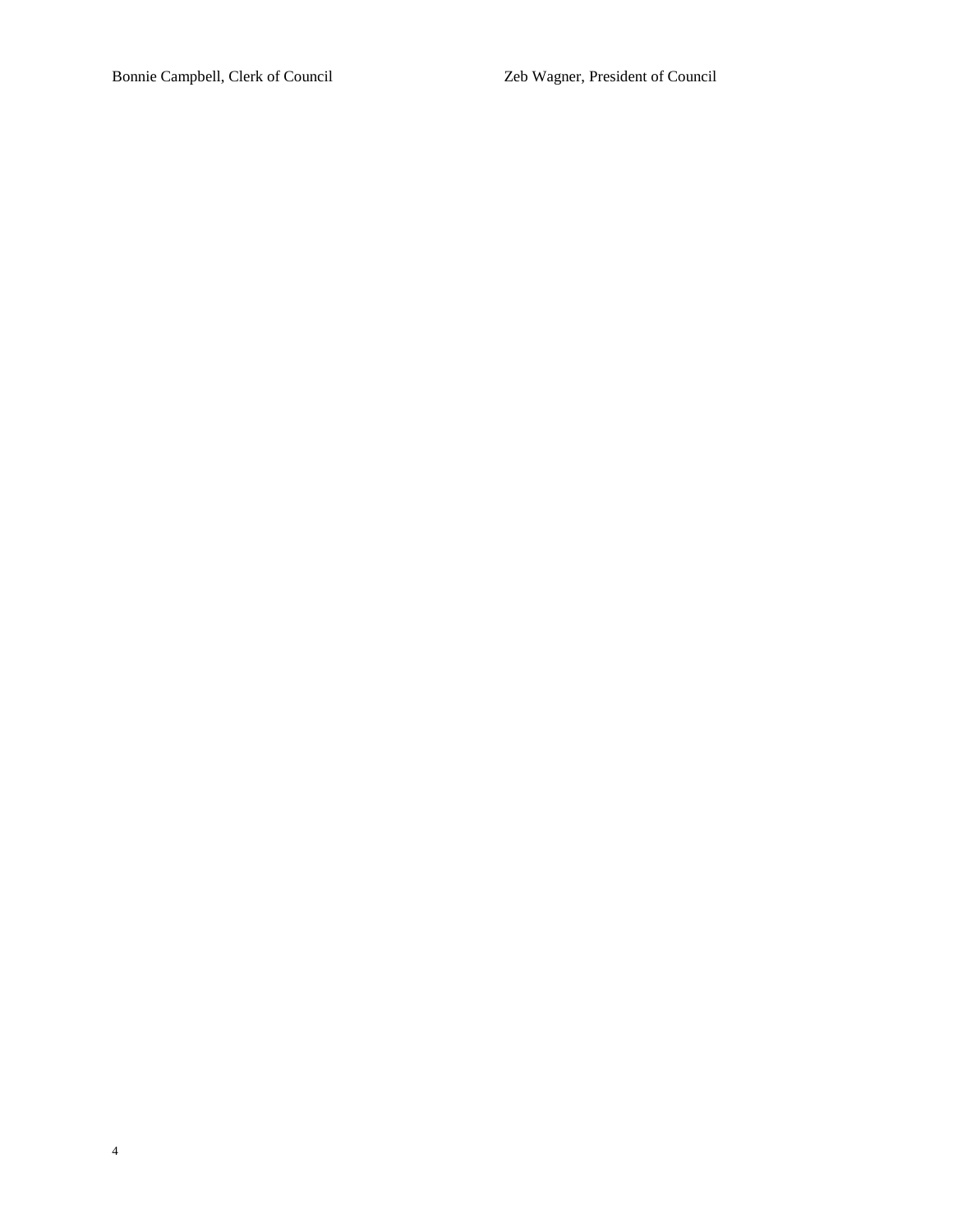Bonnie Campbell, Clerk of Council Zeb Wagner, President of Council